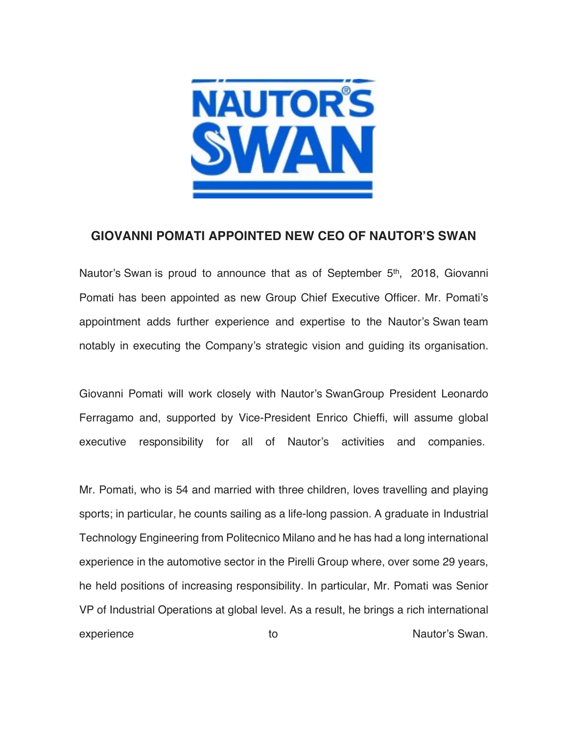# GIOVANNI POMATI APPOINTED NEW CEO OF NAUTOR'S SWAN

Nautor's Swan is proud to announce that as of September 5th, 2018, Giovanni Pomati has been appointed as new Group Chief Executive Officer. Mr. Pomati's appointment adds further experience and expertise to the Nautor's Swan team notably in executing the Company's strategic vision and guiding its organisation.

Giovanni Pomati will work closely with Nautor's SwanGroup President Leonardo Ferragamo and, supported by Vice-President Enrico Chieffi, will assume global executive responsibility for all of Nautor's activities and companies.

Mr. Pomati, who is 54 and married with three children, loves travelling and playing sports; in particular, he counts sailing as a life-long passion. A graduate in Industrial Technology Engineering from Politecnico Milano and he has had a long international experience in the automotive sector in the Pirelli Group where, over some 29 years, he held positions of increasing responsibility. In particular, Mr. Pomati was Senior VP of Industrial Operations at global level. As a result, he brings a rich international experience to Nautor's Swan.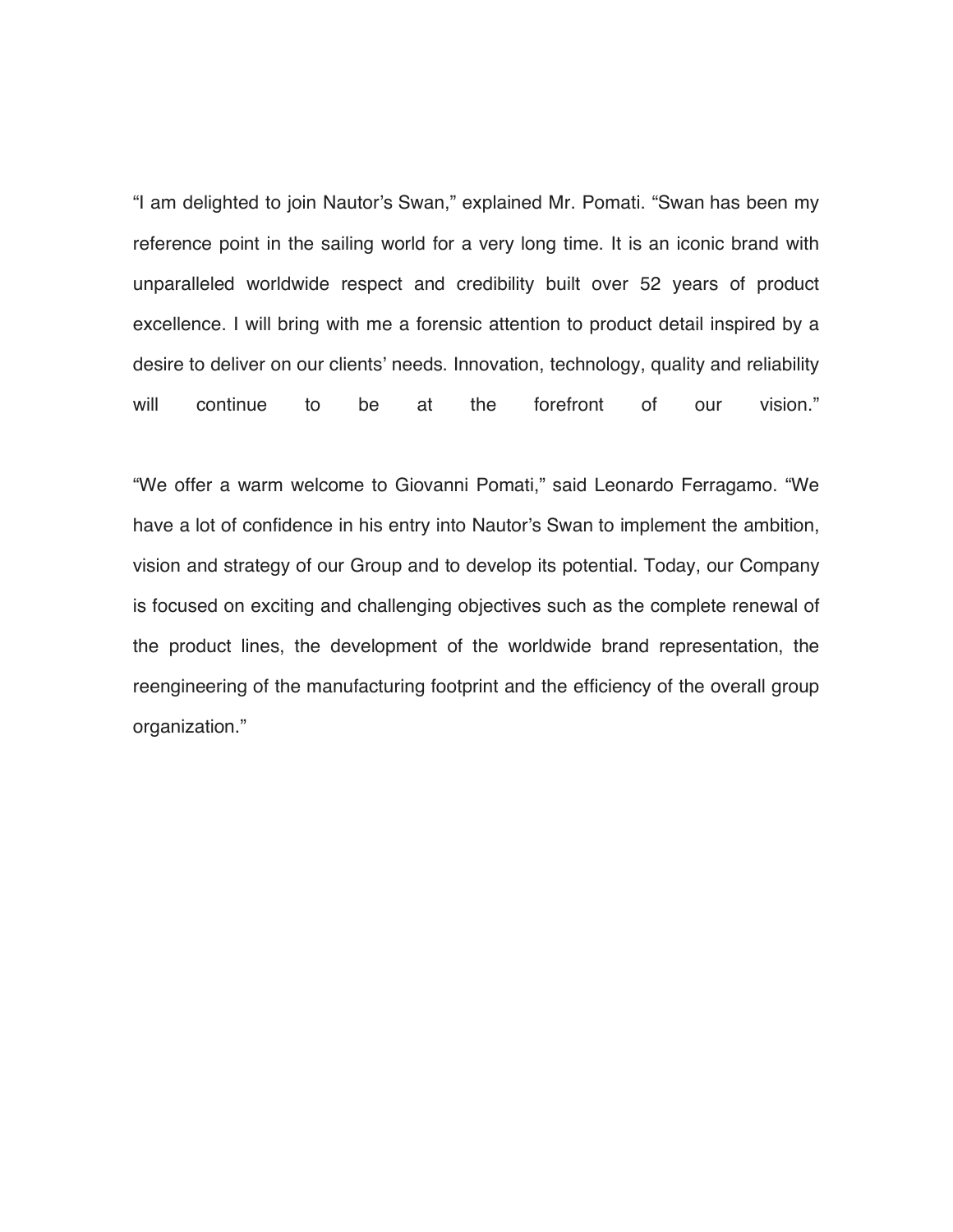"I am delighted to join Nautor's Swan," explained Mr. Pomati. "Swan has been my reference point in the sailing world for a very long time. It is an iconic brand with unparalleled worldwide respect and credibility built over 52 years of product excellence. I will bring with me a forensic attention to product detail inspired by a desire to deliver on our clients' needs. Innovation, technology, quality and reliability will continue to be at the forefront of our vision."

"We offer a warm welcome to Giovanni Pomati," said Leonardo Ferragamo. "We have a lot of confidence in his entry into Nautor's Swan to implement the ambition, vision and strategy of our Group and to develop its potential. Today, our Company is focused on exciting and challenging objectives such as the complete renewal of the product lines, the development of the worldwide brand representation, the reengineering of the manufacturing footprint and the efficiency of the overall group organization."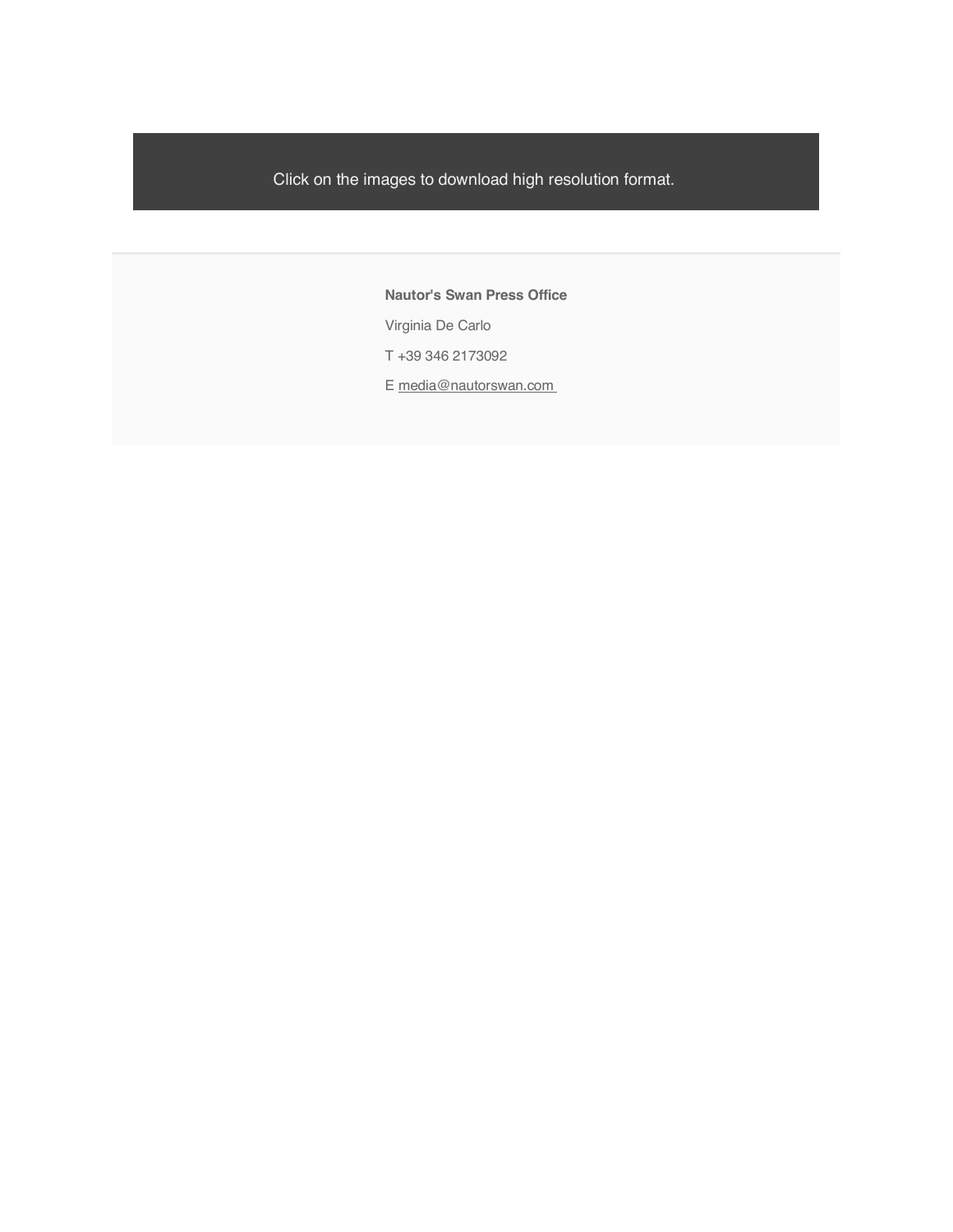Click on the images to download high resolution format.

**Nautor's Swan Press Office**

Virginia De Carlo

T +39 346 2173092

E media@nautorswan.com